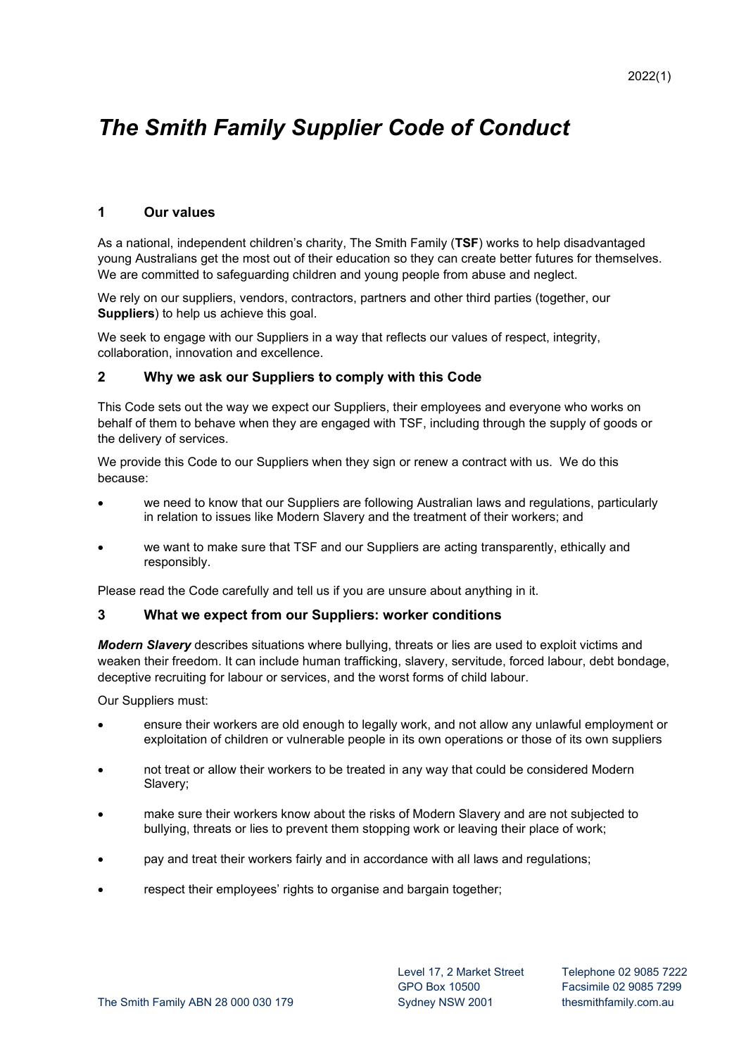2022(1)

# *The Smith Family Supplier Code of Conduct*

## 1 Our values

As a national, independent children's charity, The Smith Family (**TSF**) works to help disadvantaged young Australians get the most out of their education so they can create better futures for themselves. We are committed to safeguarding children and young people from abuse and neglect.

We rely on our suppliers, vendors, contractors, partners and other third parties (together, our **Suppliers**) to help us achieve this goal.

We seek to engage with our Suppliers in a way that reflects our values of respect, integrity, collaboration, innovation and excellence.

## 2 Why we ask our Suppliers to comply with this Code

This Code sets out the way we expect our Suppliers, their employees and everyone who works on behalf of them to behave when they are engaged with TSF, including through the supply of goods or the delivery of services.

We provide this Code to our Suppliers when they sign or renew a contract with us. We do this because:

- we need to know that our Suppliers are following Australian laws and regulations, particularly in relation to issues like Modern Slavery and the treatment of their workers; and
- we want to make sure that TSF and our Suppliers are acting transparently, ethically and responsibly.

Please read the Code carefully and tell us if you are unsure about anything in it.

## 3 What we expect from our Suppliers: worker conditions

***Modern Slavery*** describes situations where bullying, threats or lies are used to exploit victims and weaken their freedom. It can include human trafficking, slavery, servitude, forced labour, debt bondage, deceptive recruiting for labour or services, and the worst forms of child labour.

Our Suppliers must:

- ensure their workers are old enough to legally work, and not allow any unlawful employment or exploitation of children or vulnerable people in its own operations or those of its own suppliers
- not treat or allow their workers to be treated in any way that could be considered Modern Slavery;
- make sure their workers know about the risks of Modern Slavery and are not subjected to bullying, threats or lies to prevent them stopping work or leaving their place of work;
- pay and treat their workers fairly and in accordance with all laws and regulations;
- respect their employees' rights to organise and bargain together;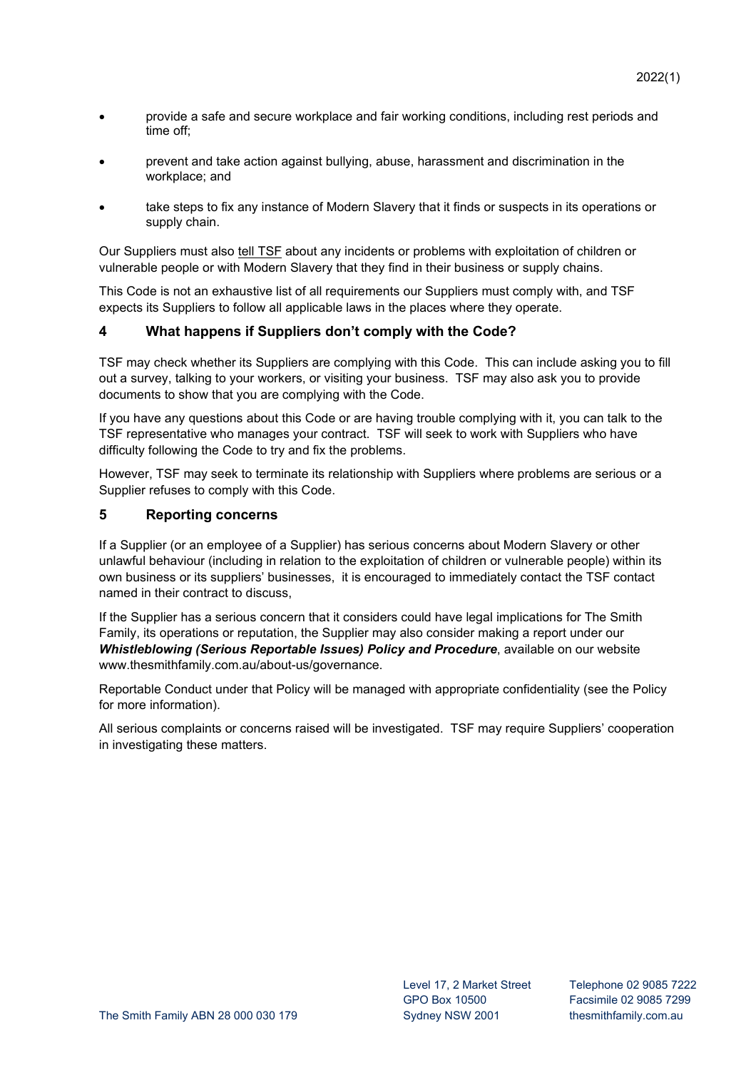- provide a safe and secure workplace and fair working conditions, including rest periods and time off;
- prevent and take action against bullying, abuse, harassment and discrimination in the workplace; and
- take steps to fix any instance of Modern Slavery that it finds or suspects in its operations or supply chain.

Our Suppliers must also tell TSF about any incidents or problems with exploitation of children or vulnerable people or with Modern Slavery that they find in their business or supply chains.

This Code is not an exhaustive list of all requirements our Suppliers must comply with, and TSF expects its Suppliers to follow all applicable laws in the places where they operate.

## 4 What happens if Suppliers don't comply with the Code?

TSF may check whether its Suppliers are complying with this Code. This can include asking you to fill out a survey, talking to your workers, or visiting your business. TSF may also ask you to provide documents to show that you are complying with the Code.

If you have any questions about this Code or are having trouble complying with it, you can talk to the TSF representative who manages your contract. TSF will seek to work with Suppliers who have difficulty following the Code to try and fix the problems.

However, TSF may seek to terminate its relationship with Suppliers where problems are serious or a Supplier refuses to comply with this Code.

## 5 Reporting concerns

If a Supplier (or an employee of a Supplier) has serious concerns about Modern Slavery or other unlawful behaviour (including in relation to the exploitation of children or vulnerable people) within its own business or its suppliers' businesses, it is encouraged to immediately contact the TSF contact named in their contract to discuss,

If the Supplier has a serious concern that it considers could have legal implications for The Smith Family, its operations or reputation, the Supplier may also consider making a report under our ***Whistleblowing (Serious Reportable Issues) Policy and Procedure***, available on our website www.thesmithfamily.com.au/about-us/governance.

Reportable Conduct under that Policy will be managed with appropriate confidentiality (see the Policy for more information).

All serious complaints or concerns raised will be investigated. TSF may require Suppliers' cooperation in investigating these matters.